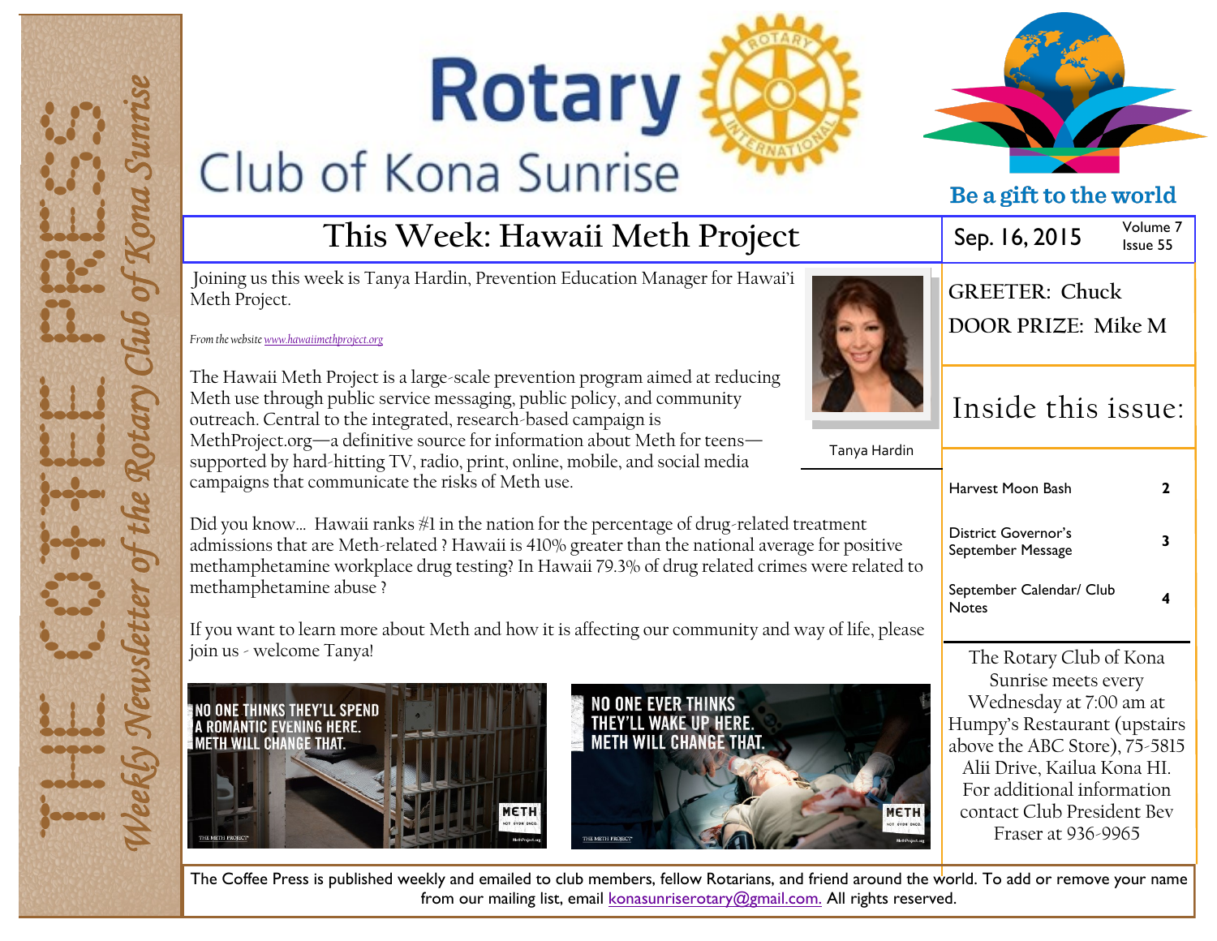THE COFFEE PRESS

*Weekly Newsletter of the Rotary Club of Kona Sunrise*

# Rotary Club of Kona Sunrise

**Be a gift to the world**

## This Week: Hawaii Meth Project

Sep. 16, 2015 — Volume 7, Issue 55

Joining us this week is Tanya Hardin, Prevention Education Manager for Hawai'i Meth Project.

*From the website www.hawaiimethproject.org*

The Hawaii Meth Project is a large-scale prevention program aimed at reducing Meth use through public service messaging, public policy, and community outreach. Central to the integrated, research-based campaign is MethProject.org—a definitive source for information about Meth for teens—supported by hard-hitting TV, radio, print, online, mobile, and social media campaigns that communicate the risks of Meth use.

Tanya Hardin

Did you know… Hawaii ranks #1 in the nation for the percentage of drug-related treatment admissions that are Meth-related ? Hawaii is 410% greater than the national average for positive methamphetamine workplace drug testing? In Hawaii 79.3% of drug related crimes were related to methamphetamine abuse ?

If you want to learn more about Meth and how it is affecting our community and way of life, please join us - welcome Tanya!

NO ONE THINKS THEY'LL SPEND A ROMANTIC EVENING HERE. METH WILL CHANGE THAT.

NO ONE EVER THINKS THEY'LL WAKE UP HERE. METH WILL CHANGE THAT.

**GREETER:** Chuck

**DOOR PRIZE:** Mike M

## Inside this issue:

| | |
|---|---|
| Harvest Moon Bash | 2 |
| District Governor's September Message | 3 |
| September Calendar/ Club Notes | 4 |

The Rotary Club of Kona Sunrise meets every Wednesday at 7:00 am at Humpy's Restaurant (upstairs above the ABC Store), 75-5815 Alii Drive, Kailua Kona HI. For additional information contact Club President Bev Fraser at 936-9965

The Coffee Press is published weekly and emailed to club members, fellow Rotarians, and friend around the world. To add or remove your name from our mailing list, email konasunriserotary@gmail.com. All rights reserved.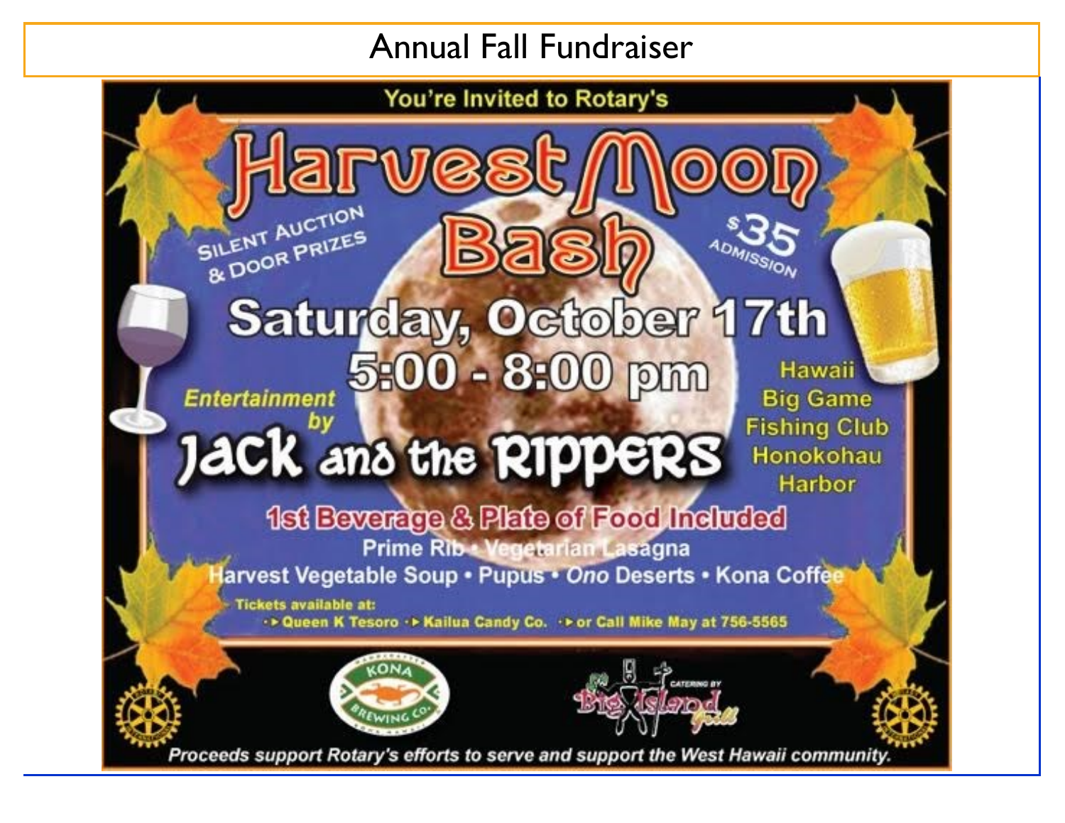# Annual Fall Fundraiser

You're Invited to Rotary's

# Harvest Moon Bash

SILENT AUCTION & DOOR PRIZES

$35 ADMISSION

## Saturday, October 17th

## 5:00 - 8:00 pm

*Entertainment by*

## JACK and the RIPPERS

Hawaii Big Game Fishing Club Honokohau Harbor

**1st Beverage & Plate of Food Included**

Prime Rib • Vegetarian Lasagna

Harvest Vegetable Soup • Pupus • *Ono* Deserts • Kona Coffee

Tickets available at:

- Queen K Tesoro
- Kailua Candy Co.
- or Call Mike May at 756-5565

KONA BREWING CO.

Catering by Big Island Grill

*Proceeds support Rotary's efforts to serve and support the West Hawaii community.*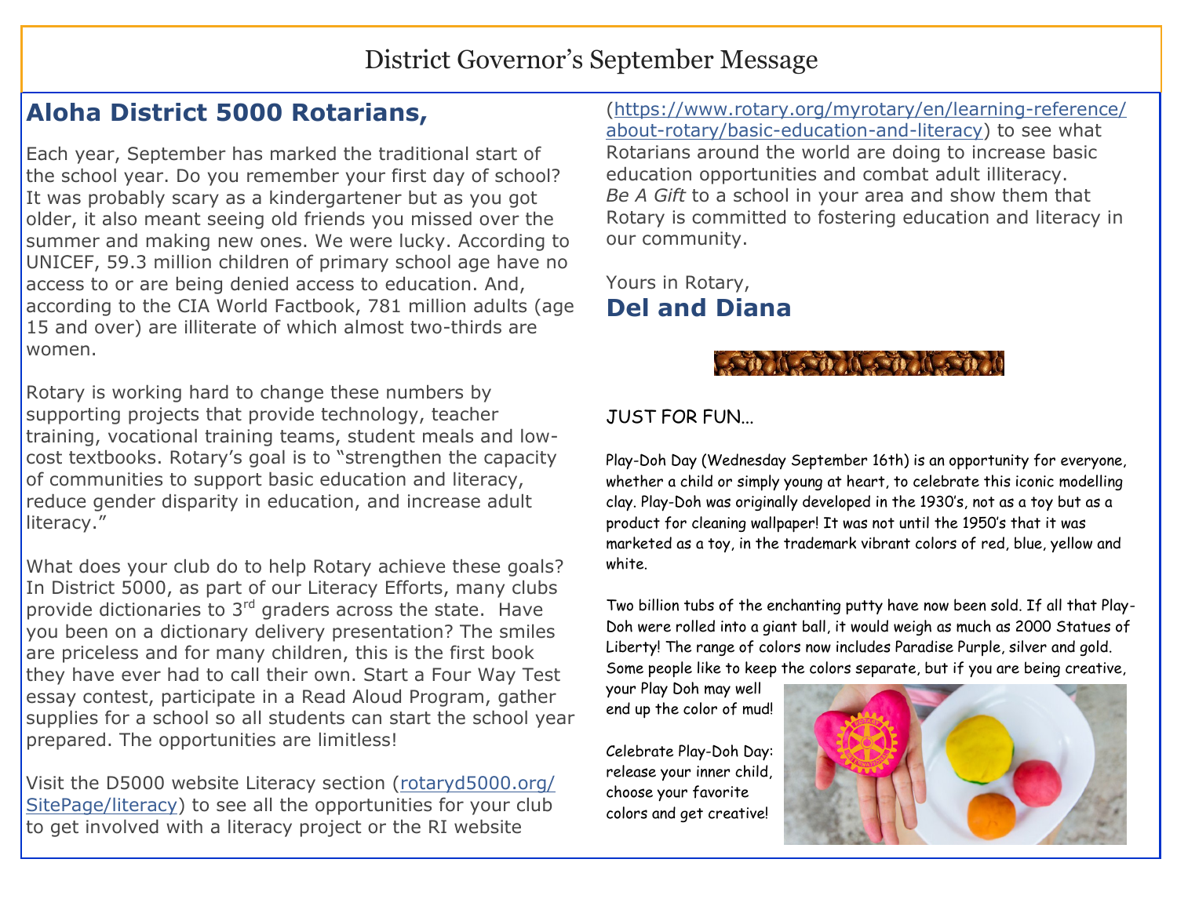# District Governor's September Message

## Aloha District 5000 Rotarians,

Each year, September has marked the traditional start of the school year. Do you remember your first day of school? It was probably scary as a kindergartener but as you got older, it also meant seeing old friends you missed over the summer and making new ones. We were lucky. According to UNICEF, 59.3 million children of primary school age have no access to or are being denied access to education. And, according to the CIA World Factbook, 781 million adults (age 15 and over) are illiterate of which almost two-thirds are women.

Rotary is working hard to change these numbers by supporting projects that provide technology, teacher training, vocational training teams, student meals and low-cost textbooks. Rotary's goal is to "strengthen the capacity of communities to support basic education and literacy, reduce gender disparity in education, and increase adult literacy."

What does your club do to help Rotary achieve these goals? In District 5000, as part of our Literacy Efforts, many clubs provide dictionaries to 3rd graders across the state. Have you been on a dictionary delivery presentation? The smiles are priceless and for many children, this is the first book they have ever had to call their own. Start a Four Way Test essay contest, participate in a Read Aloud Program, gather supplies for a school so all students can start the school year prepared. The opportunities are limitless!

Visit the D5000 website Literacy section (rotaryd5000.org/SitePage/literacy) to see all the opportunities for your club to get involved with a literacy project or the RI website (https://www.rotary.org/myrotary/en/learning-reference/about-rotary/basic-education-and-literacy) to see what Rotarians around the world are doing to increase basic education opportunities and combat adult illiteracy. *Be A Gift* to a school in your area and show them that Rotary is committed to fostering education and literacy in our community.

Yours in Rotary,

**Del and Diana**

JUST FOR FUN...

Play-Doh Day (Wednesday September 16th) is an opportunity for everyone, whether a child or simply young at heart, to celebrate this iconic modelling clay. Play-Doh was originally developed in the 1930's, not as a toy but as a product for cleaning wallpaper! It was not until the 1950's that it was marketed as a toy, in the trademark vibrant colors of red, blue, yellow and white.

Two billion tubs of the enchanting putty have now been sold. If all that Play-Doh were rolled into a giant ball, it would weigh as much as 2000 Statues of Liberty! The range of colors now includes Paradise Purple, silver and gold. Some people like to keep the colors separate, but if you are being creative, your Play Doh may well end up the color of mud!

Celebrate Play-Doh Day: release your inner child, choose your favorite colors and get creative!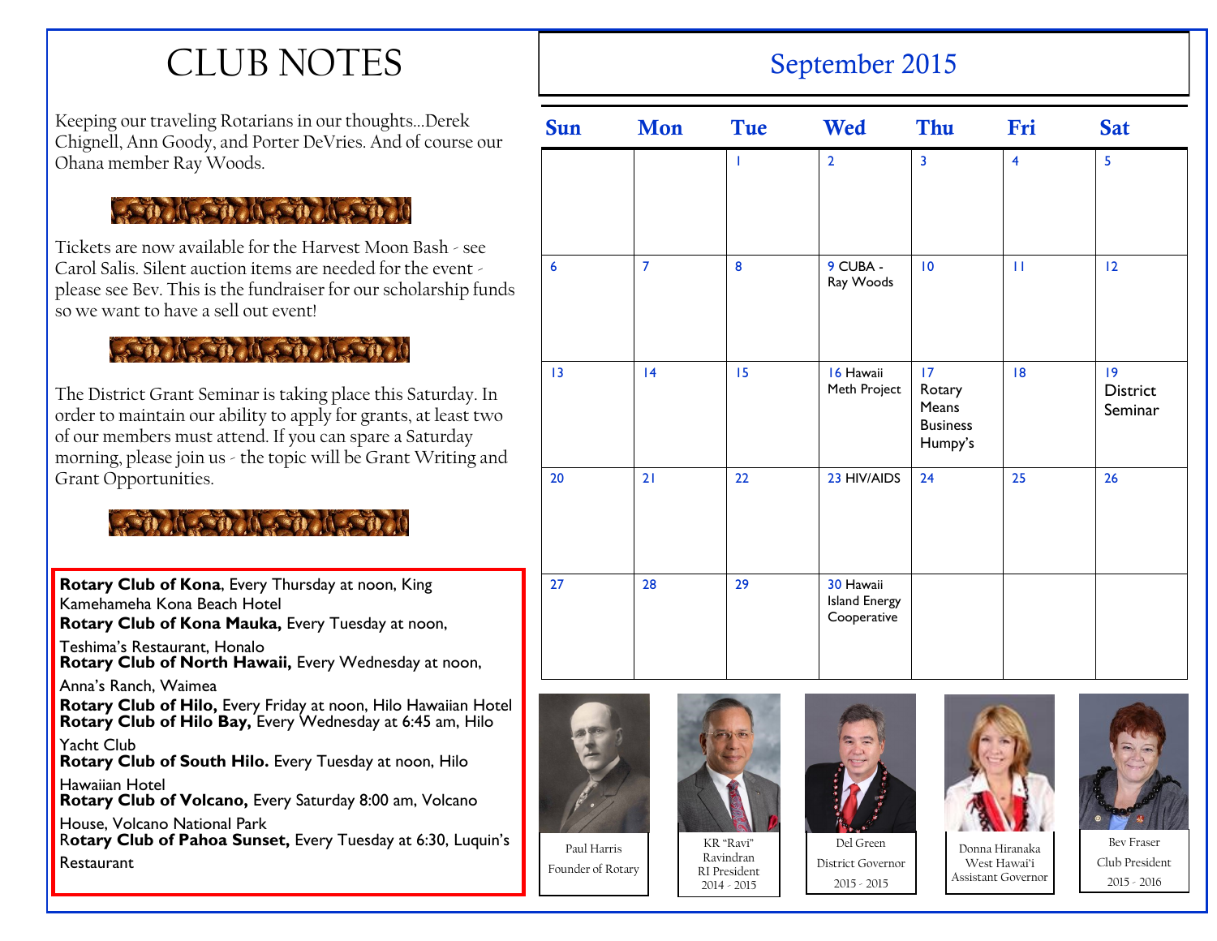# CLUB NOTES

Keeping our traveling Rotarians in our thoughts…Derek Chignell, Ann Goody, and Porter DeVries. And of course our Ohana member Ray Woods.

Tickets are now available for the Harvest Moon Bash - see Carol Salis. Silent auction items are needed for the event - please see Bev. This is the fundraiser for our scholarship funds so we want to have a sell out event!

The District Grant Seminar is taking place this Saturday. In order to maintain our ability to apply for grants, at least two of our members must attend. If you can spare a Saturday morning, please join us - the topic will be Grant Writing and Grant Opportunities.

**Rotary Club of Kona**, Every Thursday at noon, King Kamehameha Kona Beach Hotel
**Rotary Club of Kona Mauka,** Every Tuesday at noon, Teshima's Restaurant, Honalo
**Rotary Club of North Hawaii,** Every Wednesday at noon, Anna's Ranch, Waimea
**Rotary Club of Hilo,** Every Friday at noon, Hilo Hawaiian Hotel
**Rotary Club of Hilo Bay,** Every Wednesday at 6:45 am, Hilo Yacht Club
**Rotary Club of South Hilo.** Every Tuesday at noon, Hilo Hawaiian Hotel
**Rotary Club of Volcano,** Every Saturday 8:00 am, Volcano House, Volcano National Park
**Rotary Club of Pahoa Sunset,** Every Tuesday at 6:30, Luquin's Restaurant

## September 2015

| Sun | Mon | Tue | Wed | Thu | Fri | Sat |
|---|---|---|---|---|---|---|
| | | 1 | 2 | 3 | 4 | 5 |
| 6 | 7 | 8 | 9 CUBA - Ray Woods | 10 | 11 | 12 |
| 13 | 14 | 15 | 16 Hawaii Meth Project | 17 Rotary Means Business Humpy's | 18 | 19 District Seminar |
| 20 | 21 | 22 | 23 HIV/AIDS | 24 | 25 | 26 |
| 27 | 28 | 29 | 30 Hawaii Island Energy Cooperative | | | |

Paul Harris
Founder of Rotary

KR "Ravi" Ravindran
RI President
2014 - 2015

Del Green
District Governor
2015 - 2015

Donna Hiranaka
West Hawai'i
Assistant Governor

Bev Fraser
Club President
2015 - 2016